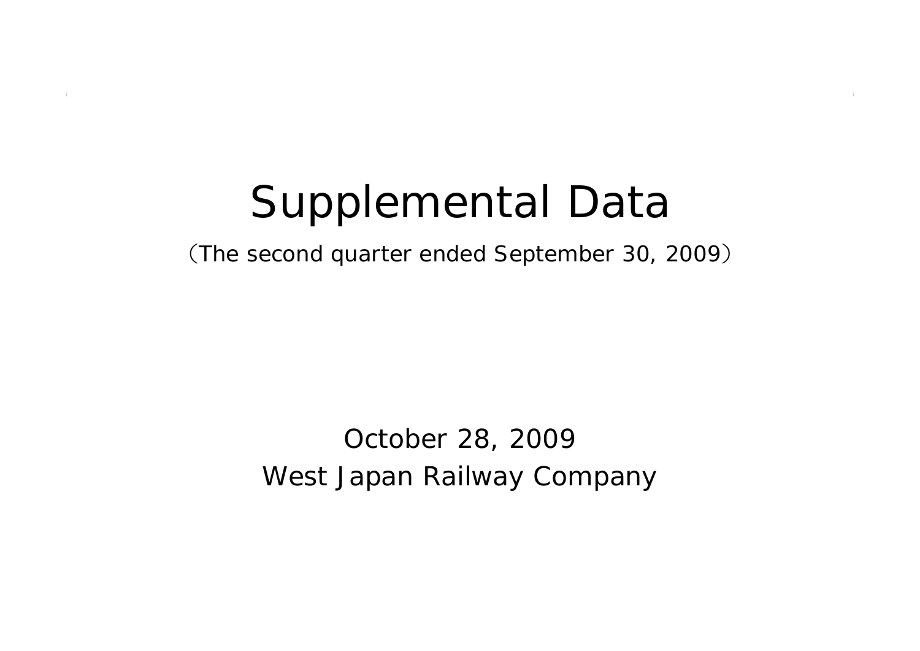# Supplemental Data

（The second quarter ended September 30, 2009）

October 28, 2009

West Japan Railway Company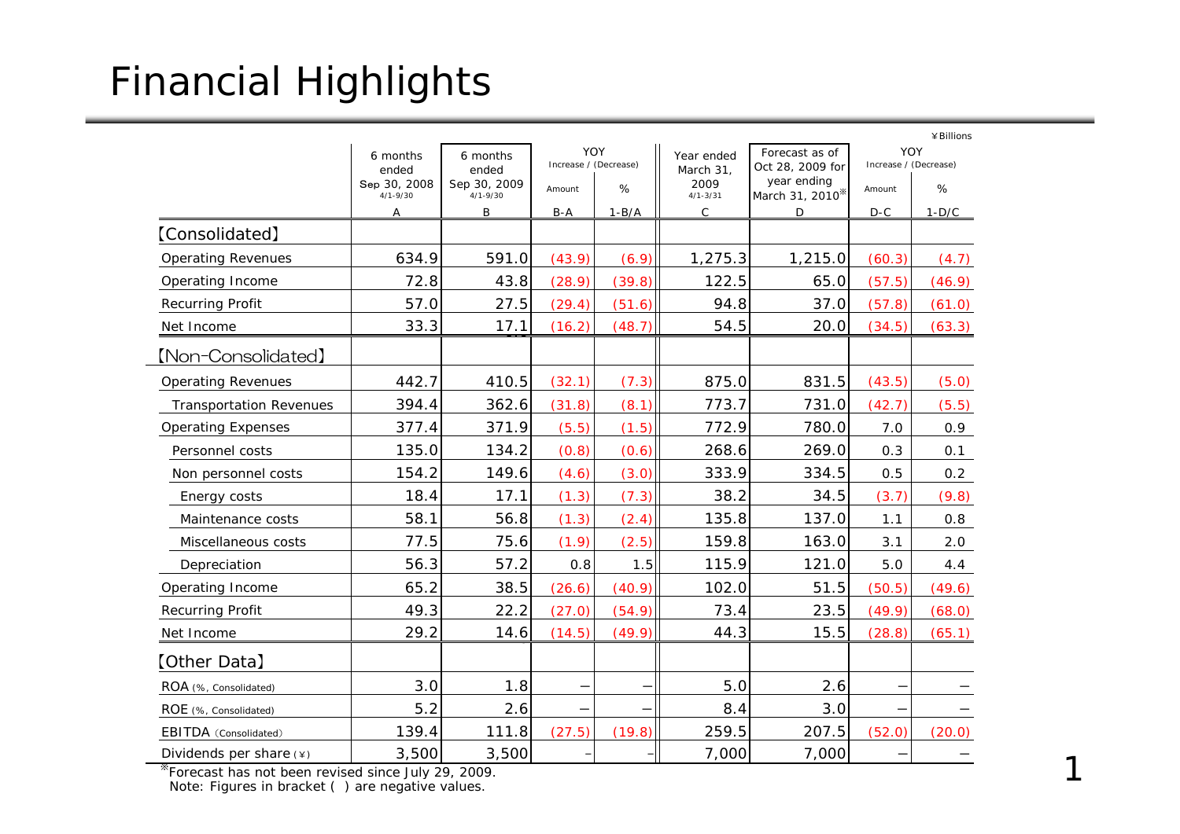# Financial Highlights

¥Billions

| | 6 months ended Sep 30, 2008 4/1-9/30 | 6 months ended Sep 30, 2009 4/1-9/30 | YOY Increase / (Decrease) | | Year ended March 31, 2009 4/1-3/31 | Forecast as of Oct 28, 2009 for year ending March 31, 2010※ | YOY Increase / (Decrease) | |
|---|---|---|---|---|---|---|---|---|
| | | | Amount | % | | | Amount | % |
| | A | B | B-A | 1-B/A | C | D | D-C | 1-D/C |
| 【Consolidated】 | | | | | | | | |
| Operating Revenues | 634.9 | 591.0 | (43.9) | (6.9) | 1,275.3 | 1,215.0 | (60.3) | (4.7) |
| Operating Income | 72.8 | 43.8 | (28.9) | (39.8) | 122.5 | 65.0 | (57.5) | (46.9) |
| Recurring Profit | 57.0 | 27.5 | (29.4) | (51.6) | 94.8 | 37.0 | (57.8) | (61.0) |
| Net Income | 33.3 | 17.1 | (16.2) | (48.7) | 54.5 | 20.0 | (34.5) | (63.3) |
| 【Non-Consolidated】 | | | | | | | | |
| Operating Revenues | 442.7 | 410.5 | (32.1) | (7.3) | 875.0 | 831.5 | (43.5) | (5.0) |
| Transportation Revenues | 394.4 | 362.6 | (31.8) | (8.1) | 773.7 | 731.0 | (42.7) | (5.5) |
| Operating Expenses | 377.4 | 371.9 | (5.5) | (1.5) | 772.9 | 780.0 | 7.0 | 0.9 |
| Personnel costs | 135.0 | 134.2 | (0.8) | (0.6) | 268.6 | 269.0 | 0.3 | 0.1 |
| Non personnel costs | 154.2 | 149.6 | (4.6) | (3.0) | 333.9 | 334.5 | 0.5 | 0.2 |
| Energy costs | 18.4 | 17.1 | (1.3) | (7.3) | 38.2 | 34.5 | (3.7) | (9.8) |
| Maintenance costs | 58.1 | 56.8 | (1.3) | (2.4) | 135.8 | 137.0 | 1.1 | 0.8 |
| Miscellaneous costs | 77.5 | 75.6 | (1.9) | (2.5) | 159.8 | 163.0 | 3.1 | 2.0 |
| Depreciation | 56.3 | 57.2 | 0.8 | 1.5 | 115.9 | 121.0 | 5.0 | 4.4 |
| Operating Income | 65.2 | 38.5 | (26.6) | (40.9) | 102.0 | 51.5 | (50.5) | (49.6) |
| Recurring Profit | 49.3 | 22.2 | (27.0) | (54.9) | 73.4 | 23.5 | (49.9) | (68.0) |
| Net Income | 29.2 | 14.6 | (14.5) | (49.9) | 44.3 | 15.5 | (28.8) | (65.1) |
| 【Other Data】 | | | | | | | | |
| ROA (%, Consolidated) | 3.0 | 1.8 | – | – | 5.0 | 2.6 | – | – |
| ROE (%, Consolidated) | 5.2 | 2.6 | – | – | 8.4 | 3.0 | – | – |
| EBITDA (Consolidated) | 139.4 | 111.8 | (27.5) | (19.8) | 259.5 | 207.5 | (52.0) | (20.0) |
| Dividends per share (¥) | 3,500 | 3,500 | – | – | 7,000 | 7,000 | – | – |

※Forecast has not been revised since July 29, 2009.

Note: Figures in bracket ( ) are negative values.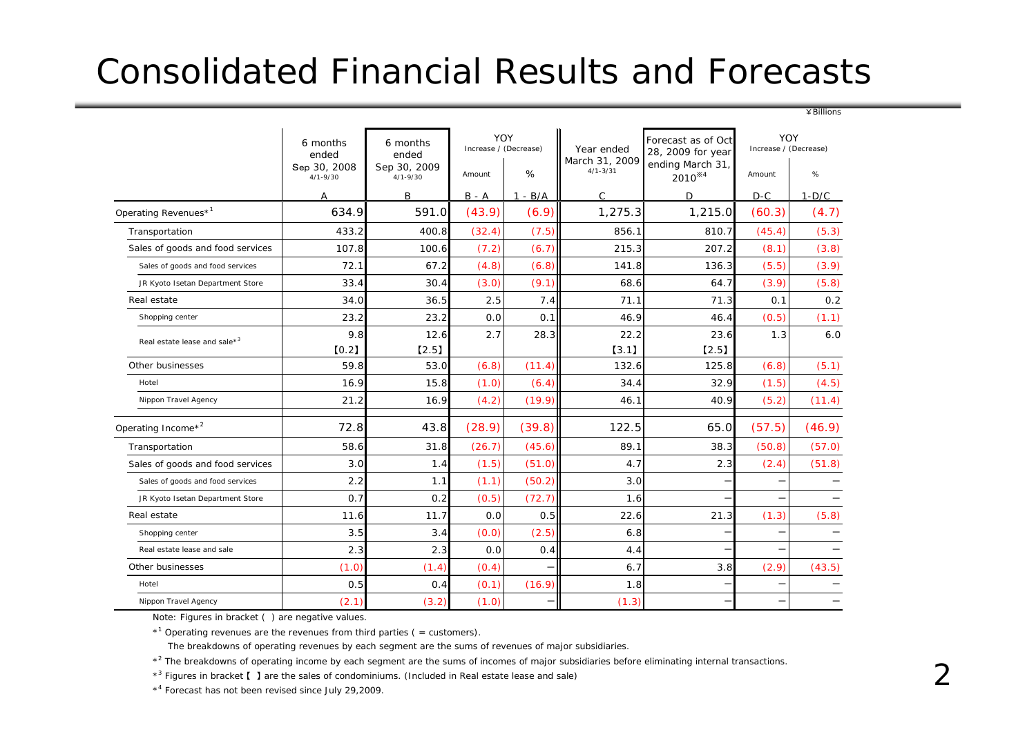# Consolidated Financial Results and Forecasts

¥Billions

| | 6 months ended Sep 30, 2008 4/1-9/30 | 6 months ended Sep 30, 2009 4/1-9/30 | YOY Increase / (Decrease) | | Year ended March 31, 2009 4/1-3/31 | Forecast as of Oct 28, 2009 for year ending March 31, 2010※4 | YOY Increase / (Decrease) | |
|---|---|---|---|---|---|---|---|---|
| | | | Amount | % | | | Amount | % |
| | A | B | B - A | 1 - B/A | C | D | D-C | 1-D/C |
| Operating Revenues*[1] | 634.9 | 591.0 | (43.9) | (6.9) | 1,275.3 | 1,215.0 | (60.3) | (4.7) |
| Transportation | 433.2 | 400.8 | (32.4) | (7.5) | 856.1 | 810.7 | (45.4) | (5.3) |
| Sales of goods and food services | 107.8 | 100.6 | (7.2) | (6.7) | 215.3 | 207.2 | (8.1) | (3.8) |
| Sales of goods and food services | 72.1 | 67.2 | (4.8) | (6.8) | 141.8 | 136.3 | (5.5) | (3.9) |
| JR Kyoto Isetan Department Store | 33.4 | 30.4 | (3.0) | (9.1) | 68.6 | 64.7 | (3.9) | (5.8) |
| Real estate | 34.0 | 36.5 | 2.5 | 7.4 | 71.1 | 71.3 | 0.1 | 0.2 |
| Shopping center | 23.2 | 23.2 | 0.0 | 0.1 | 46.9 | 46.4 | (0.5) | (1.1) |
| Real estate lease and sale*[3] | 9.8 【0.2】 | 12.6 【2.5】 | 2.7 | 28.3 | 22.2 【3.1】 | 23.6 【2.5】 | 1.3 | 6.0 |
| Other businesses | 59.8 | 53.0 | (6.8) | (11.4) | 132.6 | 125.8 | (6.8) | (5.1) |
| Hotel | 16.9 | 15.8 | (1.0) | (6.4) | 34.4 | 32.9 | (1.5) | (4.5) |
| Nippon Travel Agency | 21.2 | 16.9 | (4.2) | (19.9) | 46.1 | 40.9 | (5.2) | (11.4) |
| Operating Income*[2] | 72.8 | 43.8 | (28.9) | (39.8) | 122.5 | 65.0 | (57.5) | (46.9) |
| Transportation | 58.6 | 31.8 | (26.7) | (45.6) | 89.1 | 38.3 | (50.8) | (57.0) |
| Sales of goods and food services | 3.0 | 1.4 | (1.5) | (51.0) | 4.7 | 2.3 | (2.4) | (51.8) |
| Sales of goods and food services | 2.2 | 1.1 | (1.1) | (50.2) | 3.0 | − | − | − |
| JR Kyoto Isetan Department Store | 0.7 | 0.2 | (0.5) | (72.7) | 1.6 | − | − | − |
| Real estate | 11.6 | 11.7 | 0.0 | 0.5 | 22.6 | 21.3 | (1.3) | (5.8) |
| Shopping center | 3.5 | 3.4 | (0.0) | (2.5) | 6.8 | − | − | − |
| Real estate lease and sale | 2.3 | 2.3 | 0.0 | 0.4 | 4.4 | − | − | − |
| Other businesses | (1.0) | (1.4) | (0.4) | − | 6.7 | 3.8 | (2.9) | (43.5) |
| Hotel | 0.5 | 0.4 | (0.1) | (16.9) | 1.8 | − | − | − |
| Nippon Travel Agency | (2.1) | (3.2) | (1.0) | − | (1.3) | − | − | − |

Note: Figures in bracket ( ) are negative values.

*[1] Operating revenues are the revenues from third parties ( = customers).
The breakdowns of operating revenues by each segment are the sums of revenues of major subsidiaries.

*[2] The breakdowns of operating income by each segment are the sums of incomes of major subsidiaries before eliminating internal transactions.

*[3] Figures in bracket【 】are the sales of condominiums. (Included in Real estate lease and sale)

*[4] Forecast has not been revised since July 29,2009.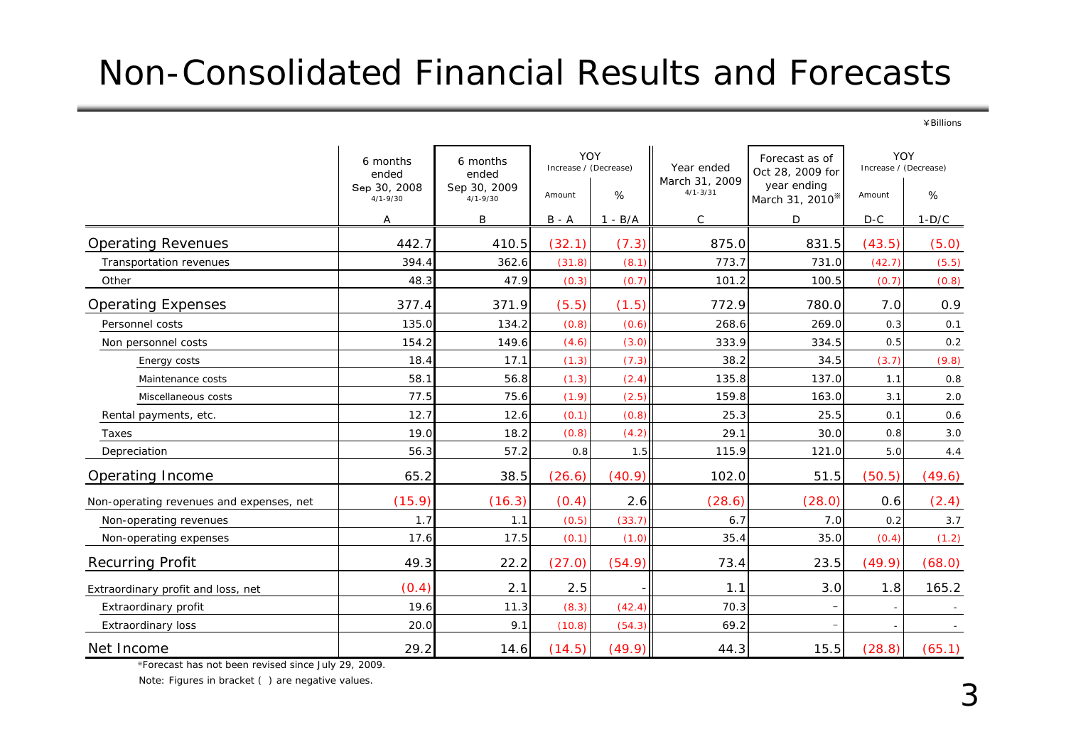# Non-Consolidated Financial Results and Forecasts

¥Billions

| | 6 months ended Sep 30, 2008 4/1-9/30 | 6 months ended Sep 30, 2009 4/1-9/30 | YOY Increase / (Decrease) | | Year ended March 31, 2009 4/1-3/31 | Forecast as of Oct 28, 2009 for year ending March 31, 2010※ | YOY Increase / (Decrease) | |
|---|---|---|---|---|---|---|---|---|
| | | | Amount | % | | | Amount | % |
| | A | B | B - A | 1 - B/A | C | D | D-C | 1-D/C |
| Operating Revenues | 442.7 | 410.5 | (32.1) | (7.3) | 875.0 | 831.5 | (43.5) | (5.0) |
| Transportation revenues | 394.4 | 362.6 | (31.8) | (8.1) | 773.7 | 731.0 | (42.7) | (5.5) |
| Other | 48.3 | 47.9 | (0.3) | (0.7) | 101.2 | 100.5 | (0.7) | (0.8) |
| Operating Expenses | 377.4 | 371.9 | (5.5) | (1.5) | 772.9 | 780.0 | 7.0 | 0.9 |
| Personnel costs | 135.0 | 134.2 | (0.8) | (0.6) | 268.6 | 269.0 | 0.3 | 0.1 |
| Non personnel costs | 154.2 | 149.6 | (4.6) | (3.0) | 333.9 | 334.5 | 0.5 | 0.2 |
| Energy costs | 18.4 | 17.1 | (1.3) | (7.3) | 38.2 | 34.5 | (3.7) | (9.8) |
| Maintenance costs | 58.1 | 56.8 | (1.3) | (2.4) | 135.8 | 137.0 | 1.1 | 0.8 |
| Miscellaneous costs | 77.5 | 75.6 | (1.9) | (2.5) | 159.8 | 163.0 | 3.1 | 2.0 |
| Rental payments, etc. | 12.7 | 12.6 | (0.1) | (0.8) | 25.3 | 25.5 | 0.1 | 0.6 |
| Taxes | 19.0 | 18.2 | (0.8) | (4.2) | 29.1 | 30.0 | 0.8 | 3.0 |
| Depreciation | 56.3 | 57.2 | 0.8 | 1.5 | 115.9 | 121.0 | 5.0 | 4.4 |
| Operating Income | 65.2 | 38.5 | (26.6) | (40.9) | 102.0 | 51.5 | (50.5) | (49.6) |
| Non-operating revenues and expenses, net | (15.9) | (16.3) | (0.4) | 2.6 | (28.6) | (28.0) | 0.6 | (2.4) |
| Non-operating revenues | 1.7 | 1.1 | (0.5) | (33.7) | 6.7 | 7.0 | 0.2 | 3.7 |
| Non-operating expenses | 17.6 | 17.5 | (0.1) | (1.0) | 35.4 | 35.0 | (0.4) | (1.2) |
| Recurring Profit | 49.3 | 22.2 | (27.0) | (54.9) | 73.4 | 23.5 | (49.9) | (68.0) |
| Extraordinary profit and loss, net | (0.4) | 2.1 | 2.5 | - | 1.1 | 3.0 | 1.8 | 165.2 |
| Extraordinary profit | 19.6 | 11.3 | (8.3) | (42.4) | 70.3 | – | - | - |
| Extraordinary loss | 20.0 | 9.1 | (10.8) | (54.3) | 69.2 | – | - | - |
| Net Income | 29.2 | 14.6 | (14.5) | (49.9) | 44.3 | 15.5 | (28.8) | (65.1) |

※Forecast has not been revised since July 29, 2009.

Note: Figures in bracket ( ) are negative values.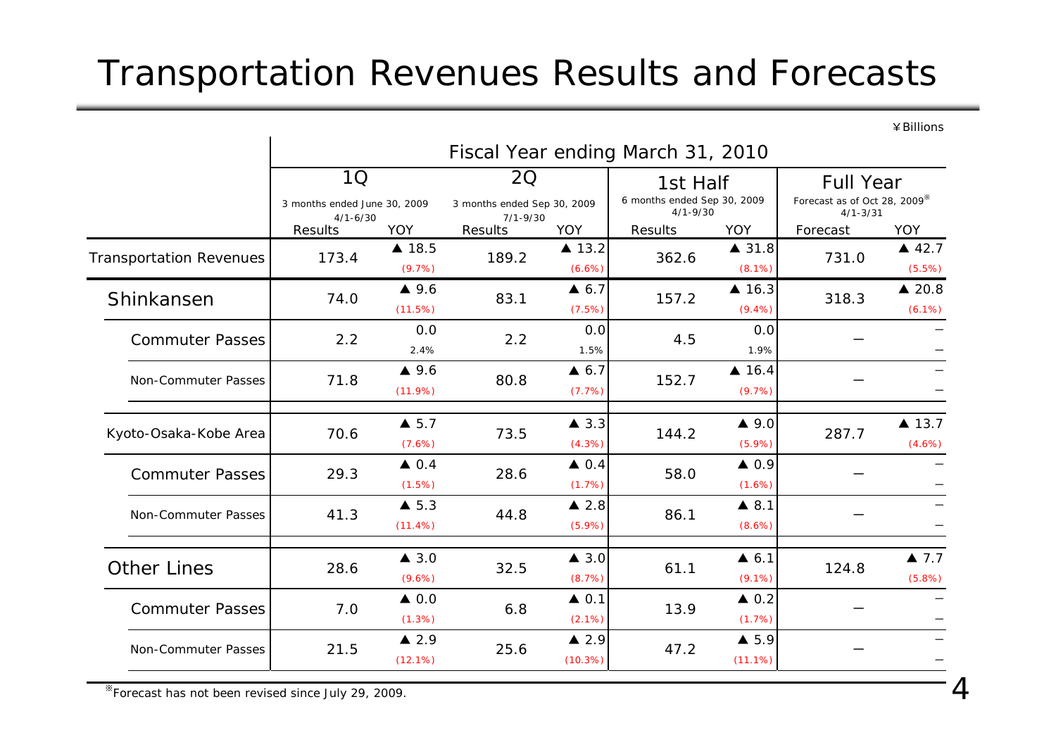# Transportation Revenues Results and Forecasts

¥Billions

| | Fiscal Year ending March 31, 2010 | | | | | | | |
|---|---|---|---|---|---|---|---|---|
| | 1Q 3 months ended June 30, 2009 4/1-6/30 | | 2Q 3 months ended Sep 30, 2009 7/1-9/30 | | 1st Half 6 months ended Sep 30, 2009 4/1-9/30 | | Full Year Forecast as of Oct 28, 2009※ 4/1-3/31 | |
| | Results | YOY | Results | YOY | Results | YOY | Forecast | YOY |
| Transportation Revenues | 173.4 | ▲ 18.5 (9.7%) | 189.2 | ▲ 13.2 (6.6%) | 362.6 | ▲ 31.8 (8.1%) | 731.0 | ▲ 42.7 (5.5%) |
| Shinkansen | 74.0 | ▲ 9.6 (11.5%) | 83.1 | ▲ 6.7 (7.5%) | 157.2 | ▲ 16.3 (9.4%) | 318.3 | ▲ 20.8 (6.1%) |
| Commuter Passes | 2.2 | 0.0 2.4% | 2.2 | 0.0 1.5% | 4.5 | 0.0 1.9% | ― | ― ― |
| Non-Commuter Passes | 71.8 | ▲ 9.6 (11.9%) | 80.8 | ▲ 6.7 (7.7%) | 152.7 | ▲ 16.4 (9.7%) | ― | ― ― |
| Kyoto-Osaka-Kobe Area | 70.6 | ▲ 5.7 (7.6%) | 73.5 | ▲ 3.3 (4.3%) | 144.2 | ▲ 9.0 (5.9%) | 287.7 | ▲ 13.7 (4.6%) |
| Commuter Passes | 29.3 | ▲ 0.4 (1.5%) | 28.6 | ▲ 0.4 (1.7%) | 58.0 | ▲ 0.9 (1.6%) | ― | ― ― |
| Non-Commuter Passes | 41.3 | ▲ 5.3 (11.4%) | 44.8 | ▲ 2.8 (5.9%) | 86.1 | ▲ 8.1 (8.6%) | ― | ― ― |
| Other Lines | 28.6 | ▲ 3.0 (9.6%) | 32.5 | ▲ 3.0 (8.7%) | 61.1 | ▲ 6.1 (9.1%) | 124.8 | ▲ 7.7 (5.8%) |
| Commuter Passes | 7.0 | ▲ 0.0 (1.3%) | 6.8 | ▲ 0.1 (2.1%) | 13.9 | ▲ 0.2 (1.7%) | ― | ― ― |
| Non-Commuter Passes | 21.5 | ▲ 2.9 (12.1%) | 25.6 | ▲ 2.9 (10.3%) | 47.2 | ▲ 5.9 (11.1%) | ― | ― ― |

※Forecast has not been revised since July 29, 2009.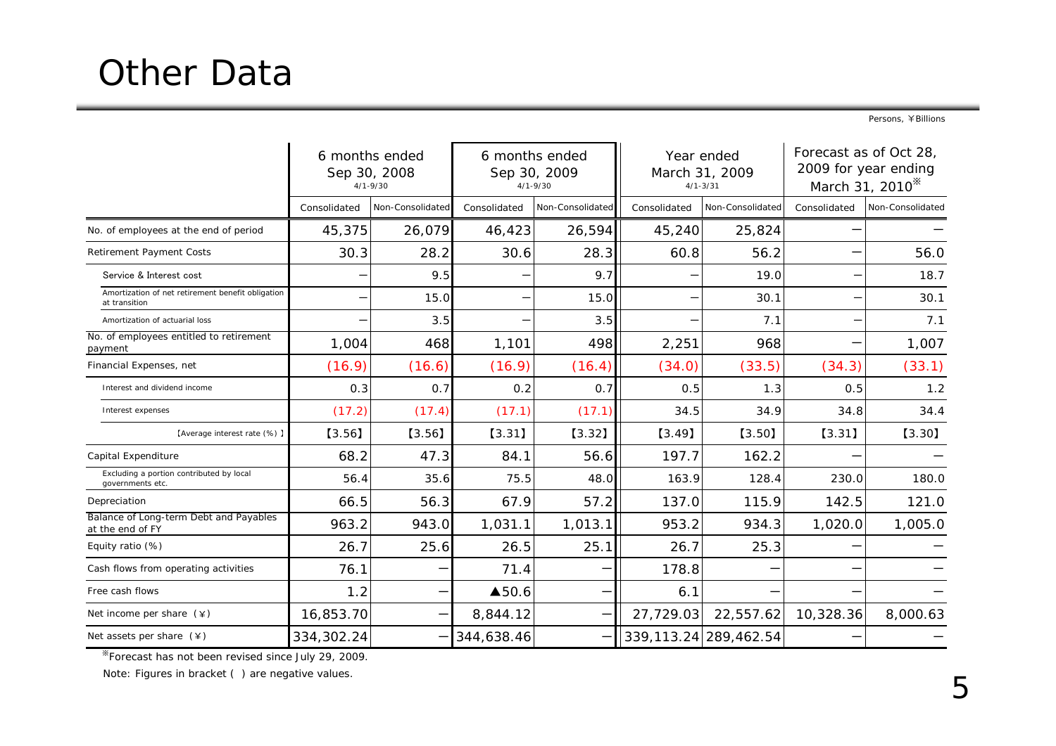# Other Data

Persons, ¥Billions

| | 6 months ended Sep 30, 2008 4/1-9/30 | | 6 months ended Sep 30, 2009 4/1-9/30 | | Year ended March 31, 2009 4/1-3/31 | | Forecast as of Oct 28, 2009 for year ending March 31, 2010※ | |
|---|---|---|---|---|---|---|---|---|
| | Consolidated | Non-Consolidated | Consolidated | Non-Consolidated | Consolidated | Non-Consolidated | Consolidated | Non-Consolidated |
| No. of employees at the end of period | 45,375 | 26,079 | 46,423 | 26,594 | 45,240 | 25,824 | － | － |
| Retirement Payment Costs | 30.3 | 28.2 | 30.6 | 28.3 | 60.8 | 56.2 | － | 56.0 |
| Service & Interest cost | － | 9.5 | － | 9.7 | － | 19.0 | － | 18.7 |
| Amortization of net retirement benefit obligation at transition | － | 15.0 | － | 15.0 | － | 30.1 | － | 30.1 |
| Amortization of actuarial loss | － | 3.5 | － | 3.5 | － | 7.1 | － | 7.1 |
| No. of employees entitled to retirement payment | 1,004 | 468 | 1,101 | 498 | 2,251 | 968 | － | 1,007 |
| Financial Expenses, net | (16.9) | (16.6) | (16.9) | (16.4) | (34.0) | (33.5) | (34.3) | (33.1) |
| Interest and dividend income | 0.3 | 0.7 | 0.2 | 0.7 | 0.5 | 1.3 | 0.5 | 1.2 |
| Interest expenses | (17.2) | (17.4) | (17.1) | (17.1) | 34.5 | 34.9 | 34.8 | 34.4 |
| 【Average interest rate (%) 】 | 【3.56】 | 【3.56】 | 【3.31】 | 【3.32】 | 【3.49】 | 【3.50】 | 【3.31】 | 【3.30】 |
| Capital Expenditure | 68.2 | 47.3 | 84.1 | 56.6 | 197.7 | 162.2 | － | － |
| Excluding a portion contributed by local governments etc. | 56.4 | 35.6 | 75.5 | 48.0 | 163.9 | 128.4 | 230.0 | 180.0 |
| Depreciation | 66.5 | 56.3 | 67.9 | 57.2 | 137.0 | 115.9 | 142.5 | 121.0 |
| Balance of Long-term Debt and Payables at the end of FY | 963.2 | 943.0 | 1,031.1 | 1,013.1 | 953.2 | 934.3 | 1,020.0 | 1,005.0 |
| Equity ratio (%) | 26.7 | 25.6 | 26.5 | 25.1 | 26.7 | 25.3 | － | － |
| Cash flows from operating activities | 76.1 | － | 71.4 | － | 178.8 | － | － | － |
| Free cash flows | 1.2 | － | ▲50.6 | － | 6.1 | － | － | － |
| Net income per share (¥) | 16,853.70 | － | 8,844.12 | － | 27,729.03 | 22,557.62 | 10,328.36 | 8,000.63 |
| Net assets per share (¥) | 334,302.24 | － | 344,638.46 | － | 339,113.24 | 289,462.54 | － | － |

※Forecast has not been revised since July 29, 2009.

Note: Figures in bracket ( ) are negative values.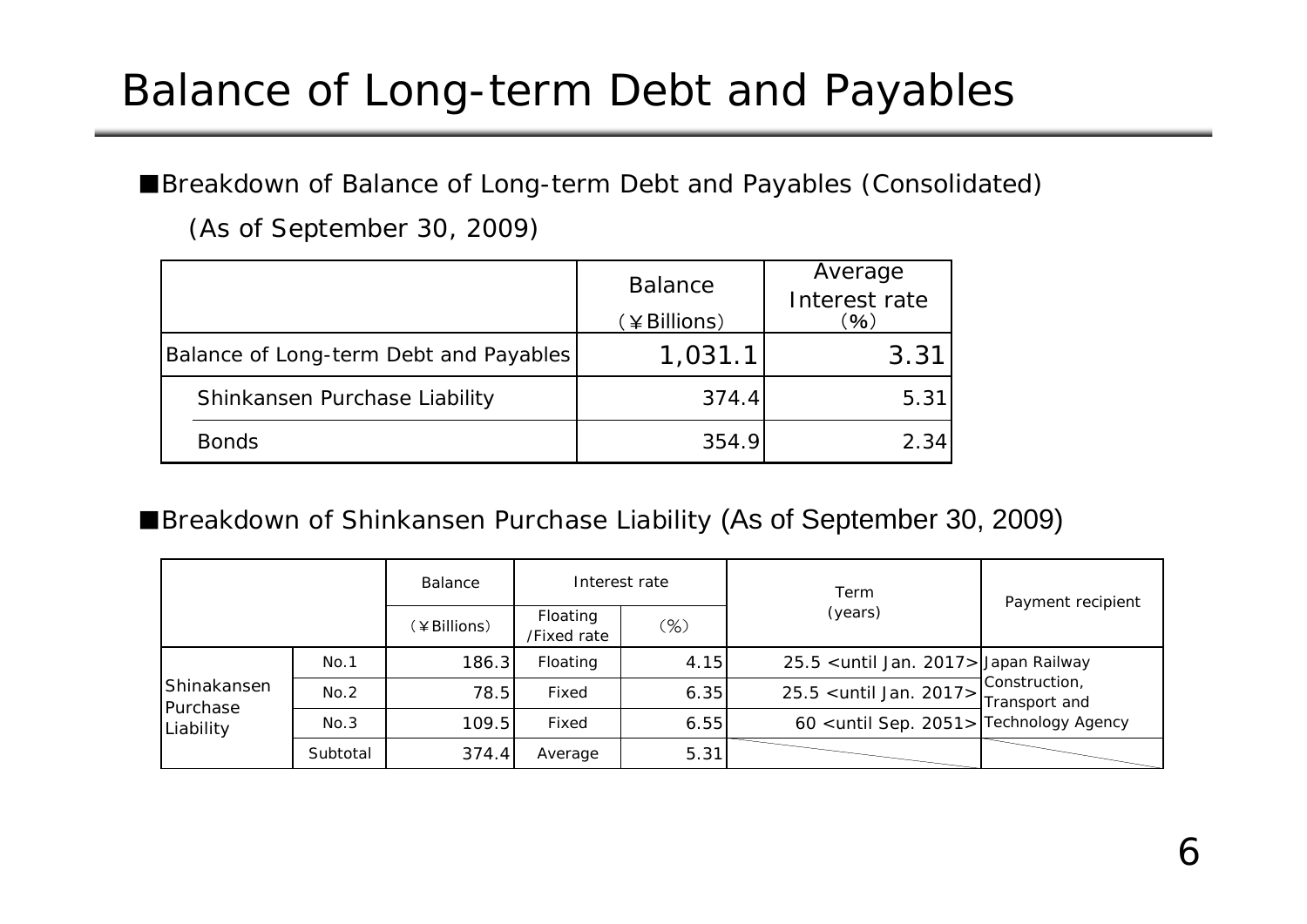# Balance of Long-term Debt and Payables

■Breakdown of Balance of Long-term Debt and Payables (Consolidated)

(As of September 30, 2009)

| | Balance (¥Billions) | Average Interest rate (%) |
|---|---|---|
| Balance of Long-term Debt and Payables | 1,031.1 | 3.31 |
| Shinkansen Purchase Liability | 374.4 | 5.31 |
| Bonds | 354.9 | 2.34 |

■Breakdown of Shinkansen Purchase Liability (As of September 30, 2009)

| | | Balance | Interest rate | | Term (years) | Payment recipient |
|---|---|---|---|---|---|---|
| | | (¥Billions) | Floating /Fixed rate | (%) | | |
| Shinakansen Purchase Liability | No.1 | 186.3 | Floating | 4.15 | 25.5 <until Jan. 2017> | Japan Railway Construction, Transport and Technology Agency |
| | No.2 | 78.5 | Fixed | 6.35 | 25.5 <until Jan. 2017> | |
| | No.3 | 109.5 | Fixed | 6.55 | 60 <until Sep. 2051> | |
| | Subtotal | 374.4 | Average | 5.31 | | |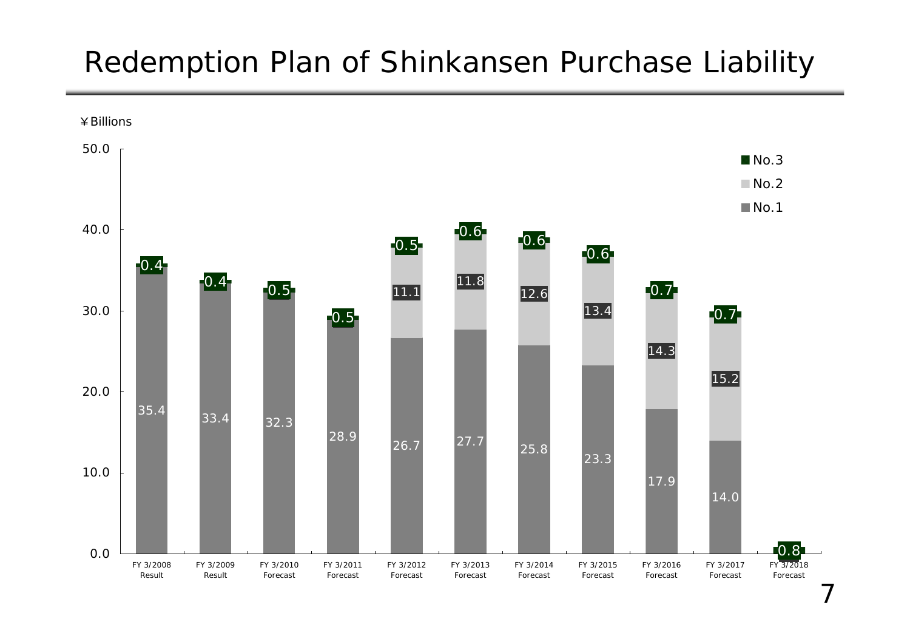# Redemption Plan of Shinkansen Purchase Liability

¥Billions

| Fiscal Year | No.1 | No.2 | No.3 |
|---|---|---|---|
| FY 3/2008 Result | 35.4 | | 0.4 |
| FY 3/2009 Result | 33.4 | | 0.4 |
| FY 3/2010 Forecast | 32.3 | | 0.5 |
| FY 3/2011 Forecast | 28.9 | | 0.5 |
| FY 3/2012 Forecast | 26.7 | 11.1 | 0.5 |
| FY 3/2013 Forecast | 27.7 | 11.8 | 0.6 |
| FY 3/2014 Forecast | 25.8 | 12.6 | 0.6 |
| FY 3/2015 Forecast | 23.3 | 13.4 | 0.6 |
| FY 3/2016 Forecast | 17.9 | 14.3 | 0.7 |
| FY 3/2017 Forecast | 14.0 | 15.2 | 0.7 |
| FY 3/2018 Forecast | | | 0.8 |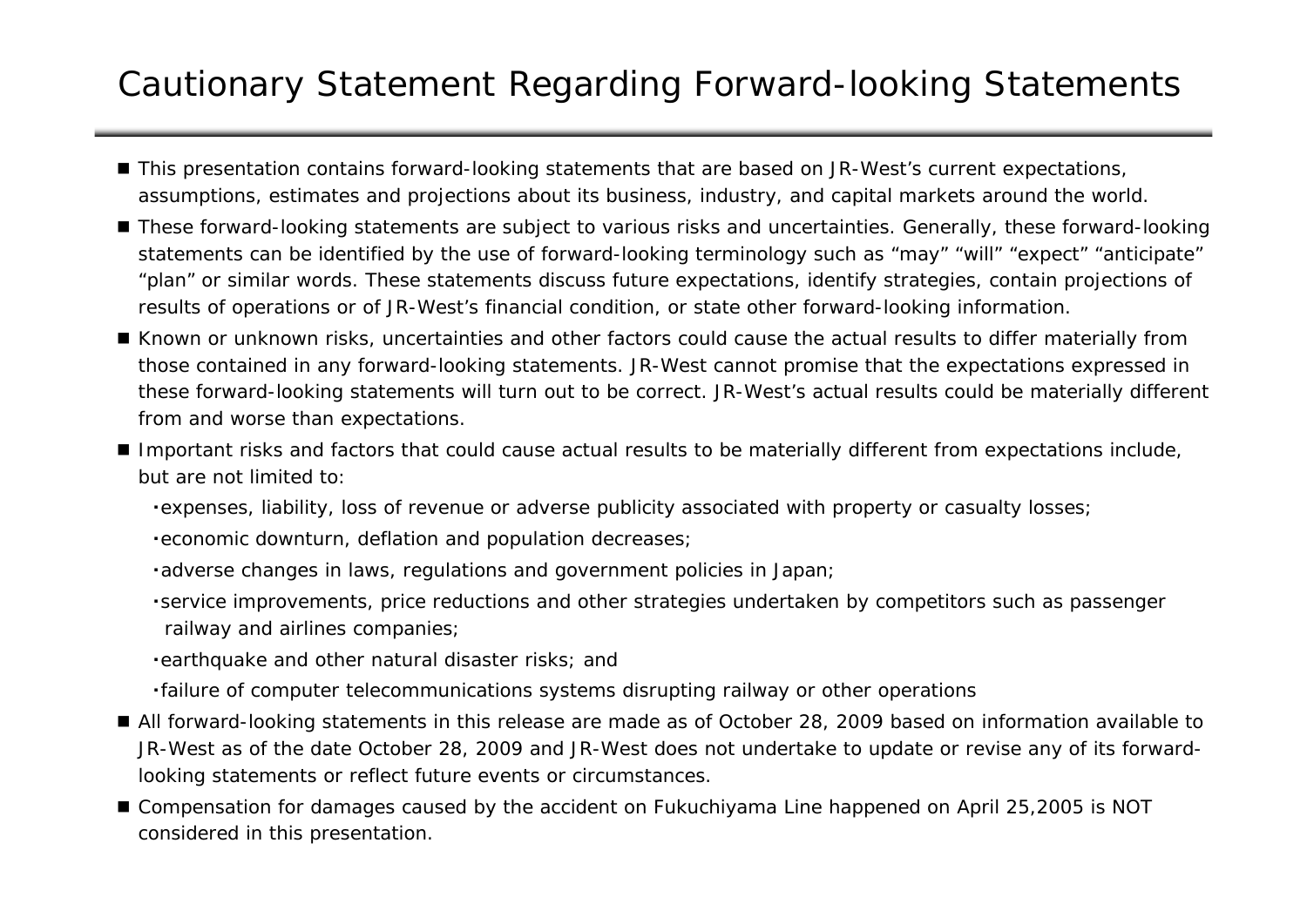# Cautionary Statement Regarding Forward-looking Statements

- This presentation contains forward-looking statements that are based on JR-West's current expectations, assumptions, estimates and projections about its business, industry, and capital markets around the world.
- These forward-looking statements are subject to various risks and uncertainties. Generally, these forward-looking statements can be identified by the use of forward-looking terminology such as "may" "will" "expect" "anticipate" "plan" or similar words. These statements discuss future expectations, identify strategies, contain projections of results of operations or of JR-West's financial condition, or state other forward-looking information.
- Known or unknown risks, uncertainties and other factors could cause the actual results to differ materially from those contained in any forward-looking statements. JR-West cannot promise that the expectations expressed in these forward-looking statements will turn out to be correct. JR-West's actual results could be materially different from and worse than expectations.
- Important risks and factors that could cause actual results to be materially different from expectations include, but are not limited to:
  - ･expenses, liability, loss of revenue or adverse publicity associated with property or casualty losses;
  - ･economic downturn, deflation and population decreases;
  - ･adverse changes in laws, regulations and government policies in Japan;
  - ･service improvements, price reductions and other strategies undertaken by competitors such as passenger railway and airlines companies;
  - ･earthquake and other natural disaster risks; and
  - ･failure of computer telecommunications systems disrupting railway or other operations
- All forward-looking statements in this release are made as of October 28, 2009 based on information available to JR-West as of the date October 28, 2009 and JR-West does not undertake to update or revise any of its forward-looking statements or reflect future events or circumstances.
- Compensation for damages caused by the accident on Fukuchiyama Line happened on April 25,2005 is NOT considered in this presentation.